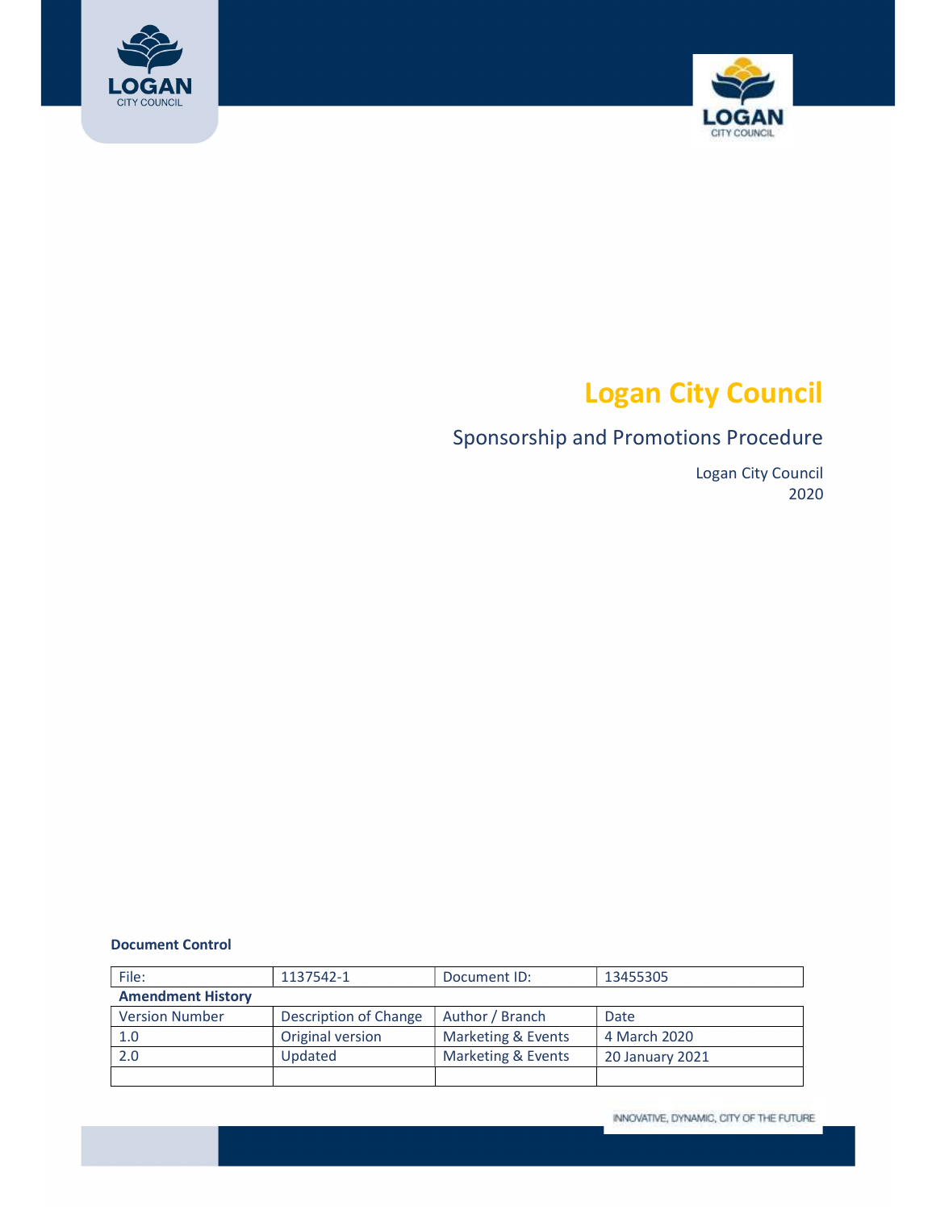# Logan City Council

## Sponsorship and Promotions Procedure

Logan City Council
2020

**Document Control**

| File: | 1137542-1 | Document ID: | 13455305 |
|---|---|---|---|
| **Amendment History** | | | |
| Version Number | Description of Change | Author / Branch | Date |
| 1.0 | Original version | Marketing & Events | 4 March 2020 |
| 2.0 | Updated | Marketing & Events | 20 January 2021 |
| | | | |

INNOVATIVE, DYNAMIC, CITY OF THE FUTURE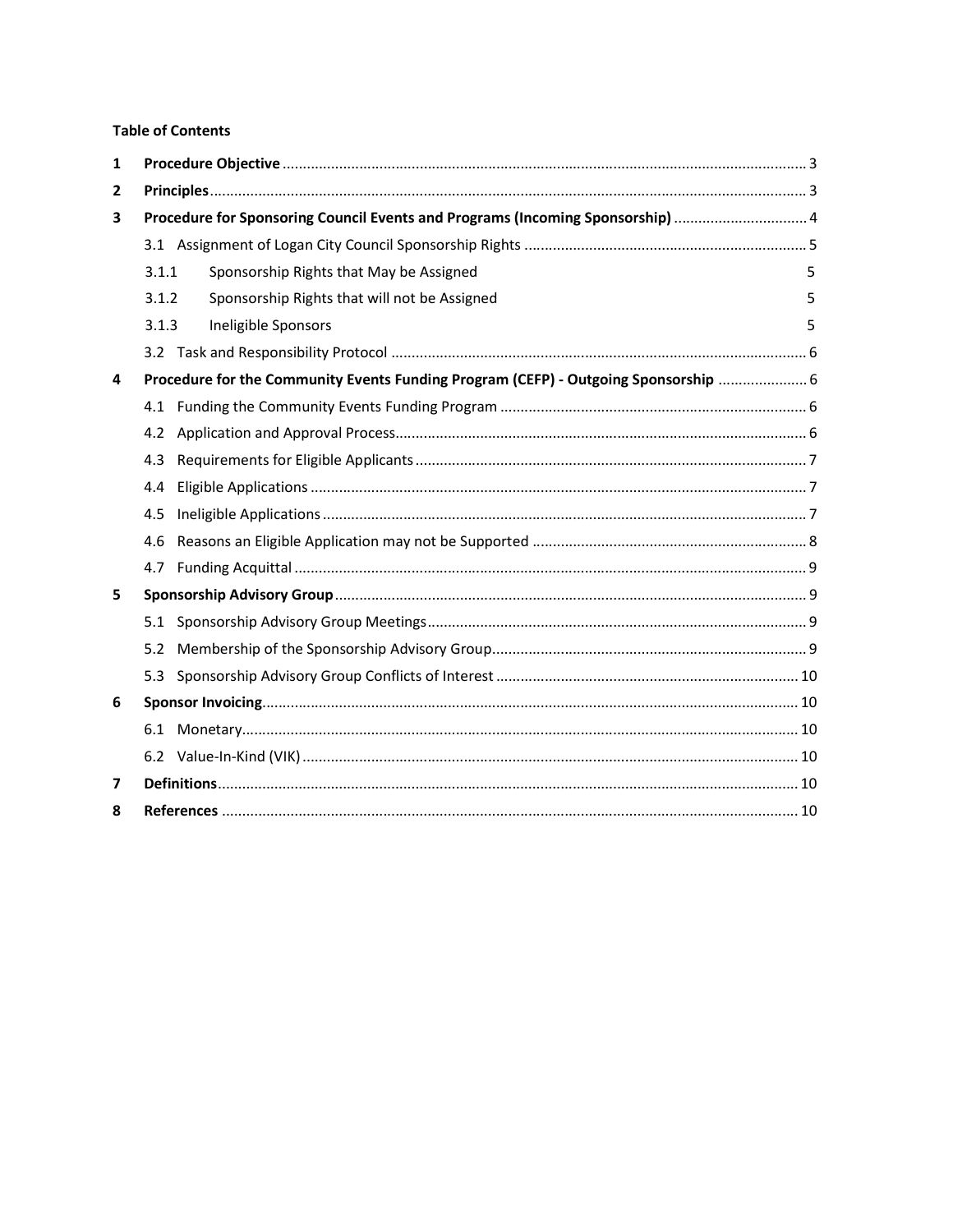**Table of Contents**

| | | |
|---|---|---|
| **1** | **Procedure Objective** | 3 |
| **2** | **Principles** | 3 |
| **3** | **Procedure for Sponsoring Council Events and Programs (Incoming Sponsorship)** | 4 |
| | 3.1 Assignment of Logan City Council Sponsorship Rights | 5 |
| | 3.1.1 Sponsorship Rights that May be Assigned | 5 |
| | 3.1.2 Sponsorship Rights that will not be Assigned | 5 |
| | 3.1.3 Ineligible Sponsors | 5 |
| | 3.2 Task and Responsibility Protocol | 6 |
| **4** | **Procedure for the Community Events Funding Program (CEFP) - Outgoing Sponsorship** | 6 |
| | 4.1 Funding the Community Events Funding Program | 6 |
| | 4.2 Application and Approval Process | 6 |
| | 4.3 Requirements for Eligible Applicants | 7 |
| | 4.4 Eligible Applications | 7 |
| | 4.5 Ineligible Applications | 7 |
| | 4.6 Reasons an Eligible Application may not be Supported | 8 |
| | 4.7 Funding Acquittal | 9 |
| **5** | **Sponsorship Advisory Group** | 9 |
| | 5.1 Sponsorship Advisory Group Meetings | 9 |
| | 5.2 Membership of the Sponsorship Advisory Group | 9 |
| | 5.3 Sponsorship Advisory Group Conflicts of Interest | 10 |
| **6** | **Sponsor Invoicing** | 10 |
| | 6.1 Monetary | 10 |
| | 6.2 Value-In-Kind (VIK) | 10 |
| **7** | **Definitions** | 10 |
| **8** | **References** | 10 |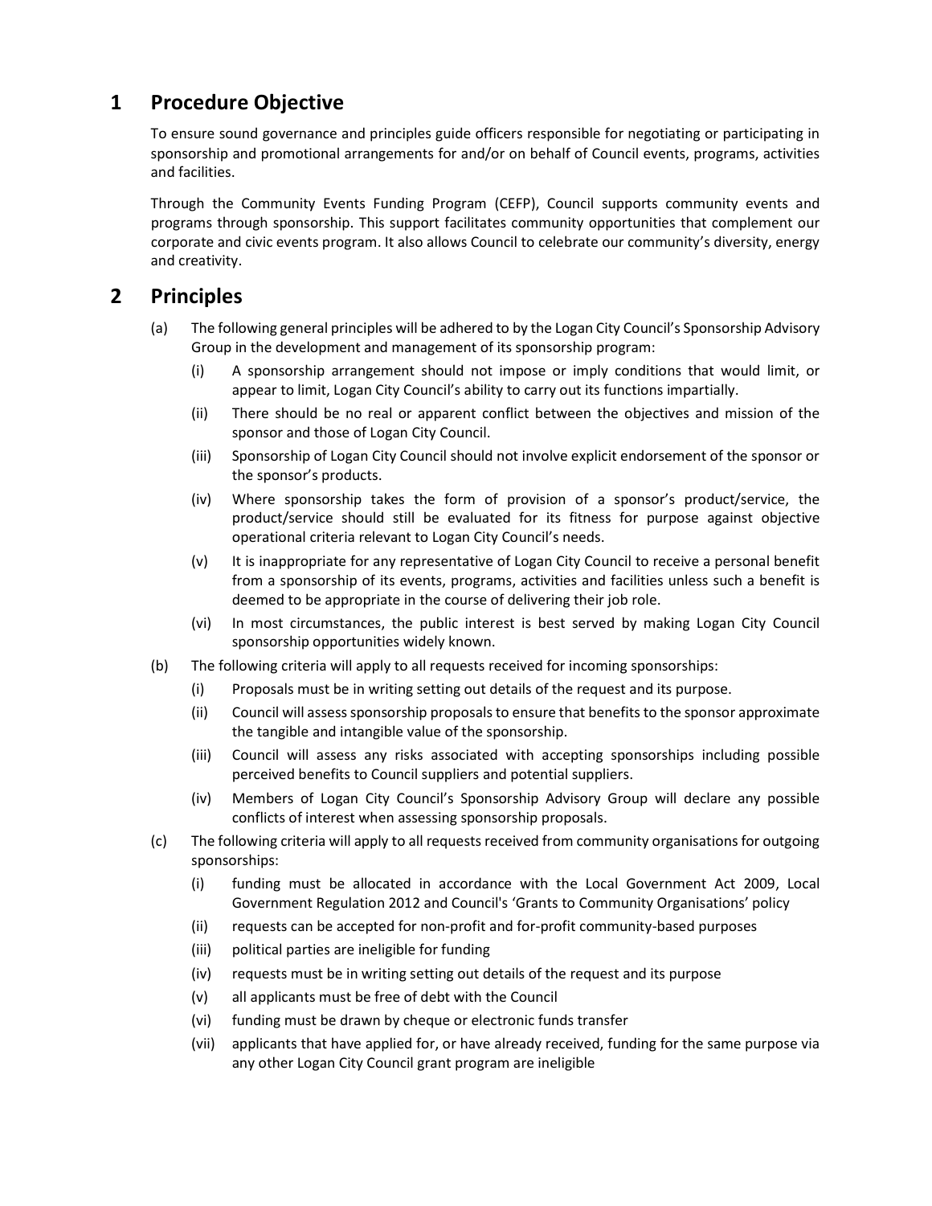# 1 Procedure Objective

To ensure sound governance and principles guide officers responsible for negotiating or participating in sponsorship and promotional arrangements for and/or on behalf of Council events, programs, activities and facilities.

Through the Community Events Funding Program (CEFP), Council supports community events and programs through sponsorship. This support facilitates community opportunities that complement our corporate and civic events program. It also allows Council to celebrate our community's diversity, energy and creativity.

# 2 Principles

(a) The following general principles will be adhered to by the Logan City Council's Sponsorship Advisory Group in the development and management of its sponsorship program:

- (i) A sponsorship arrangement should not impose or imply conditions that would limit, or appear to limit, Logan City Council's ability to carry out its functions impartially.
- (ii) There should be no real or apparent conflict between the objectives and mission of the sponsor and those of Logan City Council.
- (iii) Sponsorship of Logan City Council should not involve explicit endorsement of the sponsor or the sponsor's products.
- (iv) Where sponsorship takes the form of provision of a sponsor's product/service, the product/service should still be evaluated for its fitness for purpose against objective operational criteria relevant to Logan City Council's needs.
- (v) It is inappropriate for any representative of Logan City Council to receive a personal benefit from a sponsorship of its events, programs, activities and facilities unless such a benefit is deemed to be appropriate in the course of delivering their job role.
- (vi) In most circumstances, the public interest is best served by making Logan City Council sponsorship opportunities widely known.

(b) The following criteria will apply to all requests received for incoming sponsorships:

- (i) Proposals must be in writing setting out details of the request and its purpose.
- (ii) Council will assess sponsorship proposals to ensure that benefits to the sponsor approximate the tangible and intangible value of the sponsorship.
- (iii) Council will assess any risks associated with accepting sponsorships including possible perceived benefits to Council suppliers and potential suppliers.
- (iv) Members of Logan City Council's Sponsorship Advisory Group will declare any possible conflicts of interest when assessing sponsorship proposals.

(c) The following criteria will apply to all requests received from community organisations for outgoing sponsorships:

- (i) funding must be allocated in accordance with the Local Government Act 2009, Local Government Regulation 2012 and Council's 'Grants to Community Organisations' policy
- (ii) requests can be accepted for non-profit and for-profit community-based purposes
- (iii) political parties are ineligible for funding
- (iv) requests must be in writing setting out details of the request and its purpose
- (v) all applicants must be free of debt with the Council
- (vi) funding must be drawn by cheque or electronic funds transfer
- (vii) applicants that have applied for, or have already received, funding for the same purpose via any other Logan City Council grant program are ineligible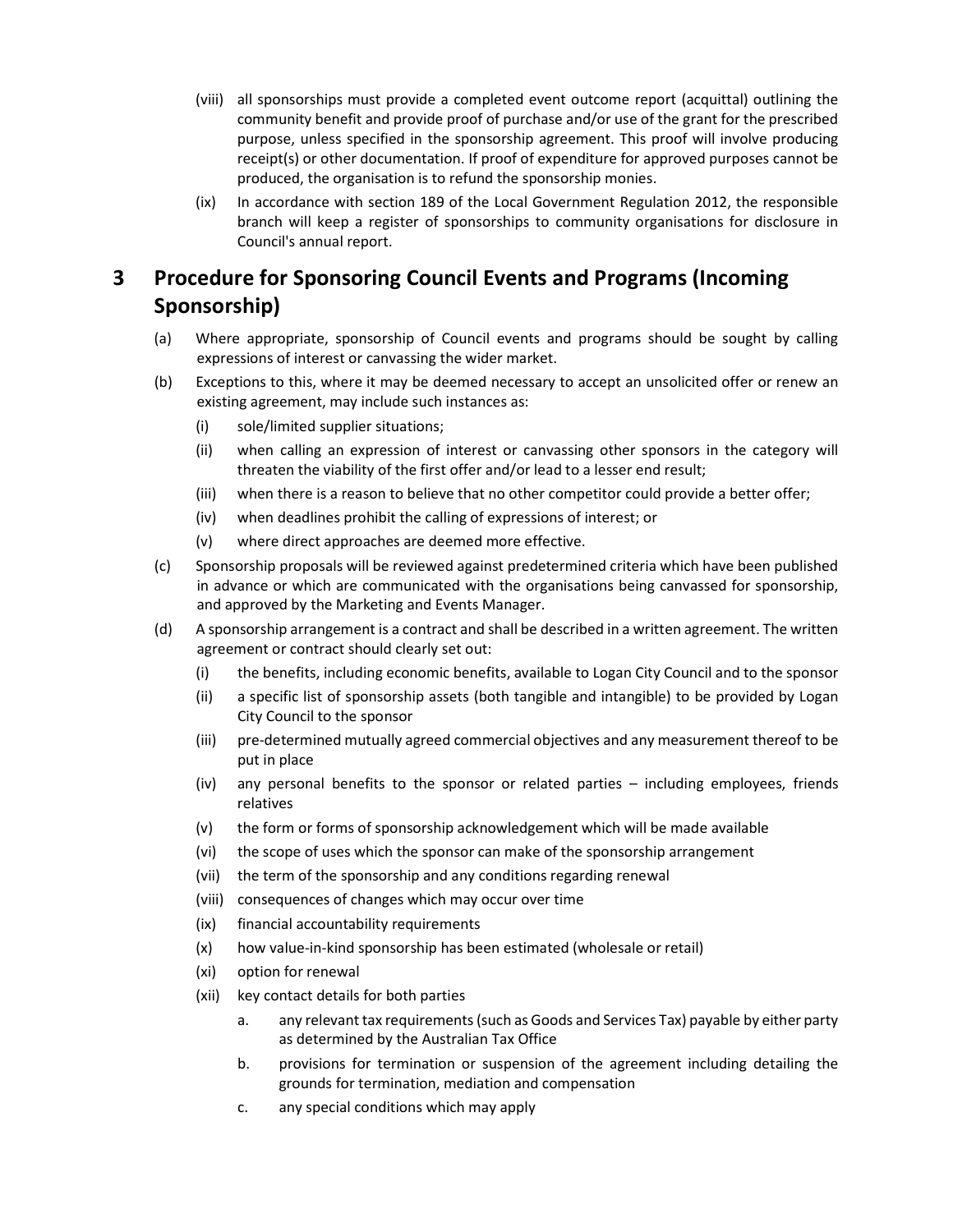(viii) all sponsorships must provide a completed event outcome report (acquittal) outlining the community benefit and provide proof of purchase and/or use of the grant for the prescribed purpose, unless specified in the sponsorship agreement. This proof will involve producing receipt(s) or other documentation. If proof of expenditure for approved purposes cannot be produced, the organisation is to refund the sponsorship monies.

(ix) In accordance with section 189 of the Local Government Regulation 2012, the responsible branch will keep a register of sponsorships to community organisations for disclosure in Council's annual report.

# 3 Procedure for Sponsoring Council Events and Programs (Incoming Sponsorship)

(a) Where appropriate, sponsorship of Council events and programs should be sought by calling expressions of interest or canvassing the wider market.

(b) Exceptions to this, where it may be deemed necessary to accept an unsolicited offer or renew an existing agreement, may include such instances as:

- (i) sole/limited supplier situations;
- (ii) when calling an expression of interest or canvassing other sponsors in the category will threaten the viability of the first offer and/or lead to a lesser end result;
- (iii) when there is a reason to believe that no other competitor could provide a better offer;
- (iv) when deadlines prohibit the calling of expressions of interest; or
- (v) where direct approaches are deemed more effective.

(c) Sponsorship proposals will be reviewed against predetermined criteria which have been published in advance or which are communicated with the organisations being canvassed for sponsorship, and approved by the Marketing and Events Manager.

(d) A sponsorship arrangement is a contract and shall be described in a written agreement. The written agreement or contract should clearly set out:

- (i) the benefits, including economic benefits, available to Logan City Council and to the sponsor
- (ii) a specific list of sponsorship assets (both tangible and intangible) to be provided by Logan City Council to the sponsor
- (iii) pre-determined mutually agreed commercial objectives and any measurement thereof to be put in place
- (iv) any personal benefits to the sponsor or related parties – including employees, friends relatives
- (v) the form or forms of sponsorship acknowledgement which will be made available
- (vi) the scope of uses which the sponsor can make of the sponsorship arrangement
- (vii) the term of the sponsorship and any conditions regarding renewal
- (viii) consequences of changes which may occur over time
- (ix) financial accountability requirements
- (x) how value-in-kind sponsorship has been estimated (wholesale or retail)
- (xi) option for renewal
- (xii) key contact details for both parties
    - a. any relevant tax requirements (such as Goods and Services Tax) payable by either party as determined by the Australian Tax Office
    - b. provisions for termination or suspension of the agreement including detailing the grounds for termination, mediation and compensation
    - c. any special conditions which may apply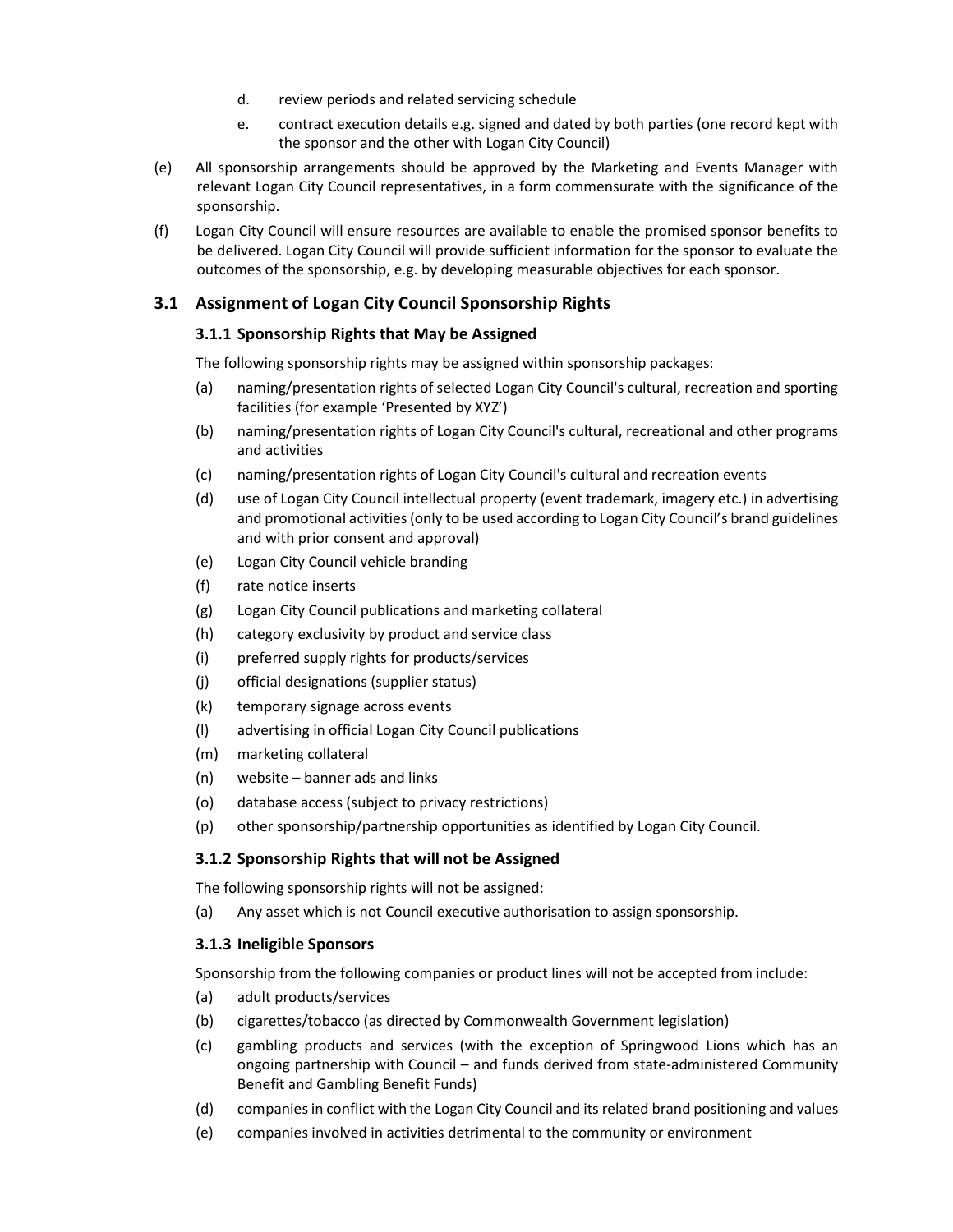d. review periods and related servicing schedule

e. contract execution details e.g. signed and dated by both parties (one record kept with the sponsor and the other with Logan City Council)

(e) All sponsorship arrangements should be approved by the Marketing and Events Manager with relevant Logan City Council representatives, in a form commensurate with the significance of the sponsorship.

(f) Logan City Council will ensure resources are available to enable the promised sponsor benefits to be delivered. Logan City Council will provide sufficient information for the sponsor to evaluate the outcomes of the sponsorship, e.g. by developing measurable objectives for each sponsor.

## 3.1 Assignment of Logan City Council Sponsorship Rights

### 3.1.1 Sponsorship Rights that May be Assigned

The following sponsorship rights may be assigned within sponsorship packages:

(a) naming/presentation rights of selected Logan City Council's cultural, recreation and sporting facilities (for example 'Presented by XYZ')

(b) naming/presentation rights of Logan City Council's cultural, recreational and other programs and activities

(c) naming/presentation rights of Logan City Council's cultural and recreation events

(d) use of Logan City Council intellectual property (event trademark, imagery etc.) in advertising and promotional activities (only to be used according to Logan City Council's brand guidelines and with prior consent and approval)

(e) Logan City Council vehicle branding

(f) rate notice inserts

(g) Logan City Council publications and marketing collateral

(h) category exclusivity by product and service class

(i) preferred supply rights for products/services

(j) official designations (supplier status)

(k) temporary signage across events

(l) advertising in official Logan City Council publications

(m) marketing collateral

(n) website – banner ads and links

(o) database access (subject to privacy restrictions)

(p) other sponsorship/partnership opportunities as identified by Logan City Council.

### 3.1.2 Sponsorship Rights that will not be Assigned

The following sponsorship rights will not be assigned:

(a) Any asset which is not Council executive authorisation to assign sponsorship.

### 3.1.3 Ineligible Sponsors

Sponsorship from the following companies or product lines will not be accepted from include:

(a) adult products/services

(b) cigarettes/tobacco (as directed by Commonwealth Government legislation)

(c) gambling products and services (with the exception of Springwood Lions which has an ongoing partnership with Council – and funds derived from state-administered Community Benefit and Gambling Benefit Funds)

(d) companies in conflict with the Logan City Council and its related brand positioning and values

(e) companies involved in activities detrimental to the community or environment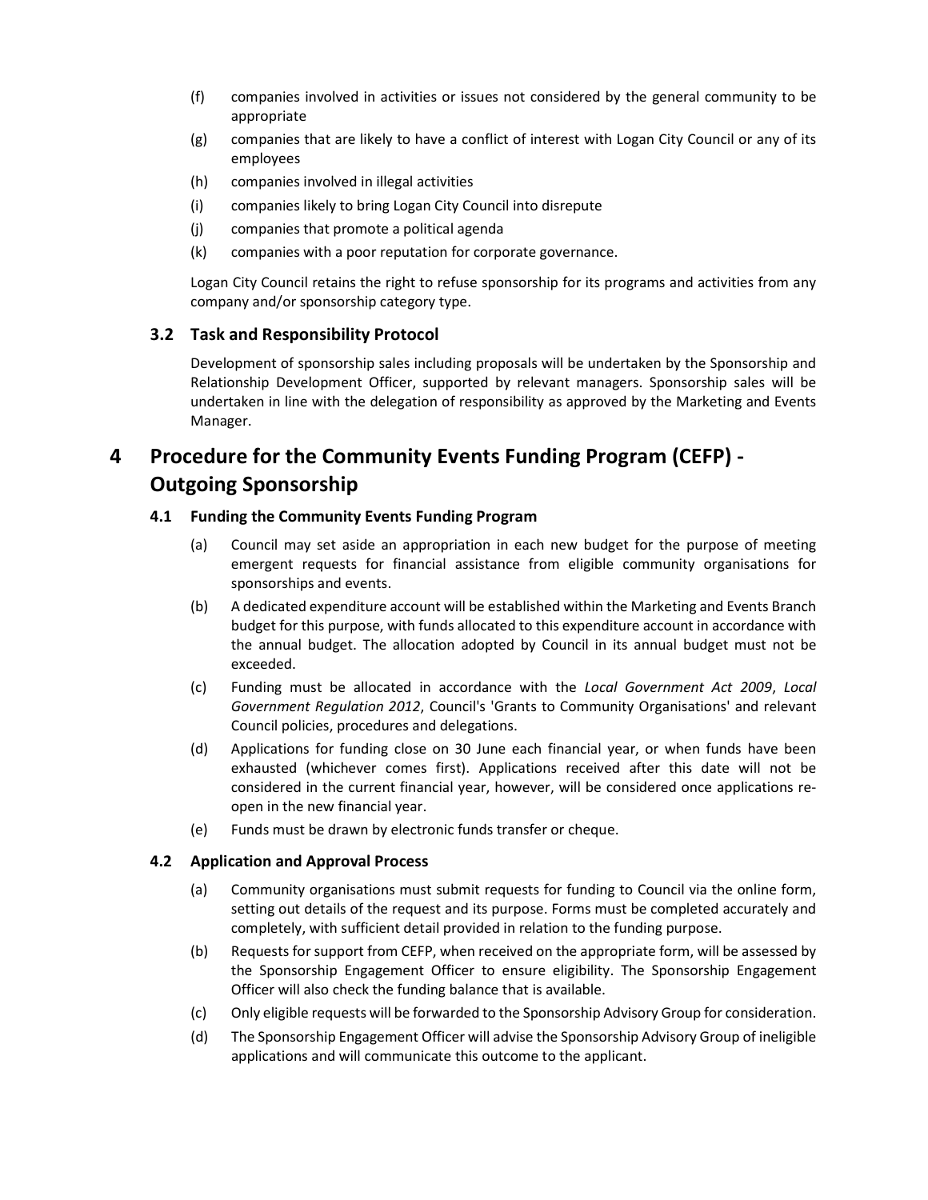(f) companies involved in activities or issues not considered by the general community to be appropriate

(g) companies that are likely to have a conflict of interest with Logan City Council or any of its employees

(h) companies involved in illegal activities

(i) companies likely to bring Logan City Council into disrepute

(j) companies that promote a political agenda

(k) companies with a poor reputation for corporate governance.

Logan City Council retains the right to refuse sponsorship for its programs and activities from any company and/or sponsorship category type.

### 3.2 Task and Responsibility Protocol

Development of sponsorship sales including proposals will be undertaken by the Sponsorship and Relationship Development Officer, supported by relevant managers. Sponsorship sales will be undertaken in line with the delegation of responsibility as approved by the Marketing and Events Manager.

## 4 Procedure for the Community Events Funding Program (CEFP) - Outgoing Sponsorship

### 4.1 Funding the Community Events Funding Program

(a) Council may set aside an appropriation in each new budget for the purpose of meeting emergent requests for financial assistance from eligible community organisations for sponsorships and events.

(b) A dedicated expenditure account will be established within the Marketing and Events Branch budget for this purpose, with funds allocated to this expenditure account in accordance with the annual budget. The allocation adopted by Council in its annual budget must not be exceeded.

(c) Funding must be allocated in accordance with the *Local Government Act 2009*, *Local Government Regulation 2012*, Council's 'Grants to Community Organisations' and relevant Council policies, procedures and delegations.

(d) Applications for funding close on 30 June each financial year, or when funds have been exhausted (whichever comes first). Applications received after this date will not be considered in the current financial year, however, will be considered once applications re-open in the new financial year.

(e) Funds must be drawn by electronic funds transfer or cheque.

### 4.2 Application and Approval Process

(a) Community organisations must submit requests for funding to Council via the online form, setting out details of the request and its purpose. Forms must be completed accurately and completely, with sufficient detail provided in relation to the funding purpose.

(b) Requests for support from CEFP, when received on the appropriate form, will be assessed by the Sponsorship Engagement Officer to ensure eligibility. The Sponsorship Engagement Officer will also check the funding balance that is available.

(c) Only eligible requests will be forwarded to the Sponsorship Advisory Group for consideration.

(d) The Sponsorship Engagement Officer will advise the Sponsorship Advisory Group of ineligible applications and will communicate this outcome to the applicant.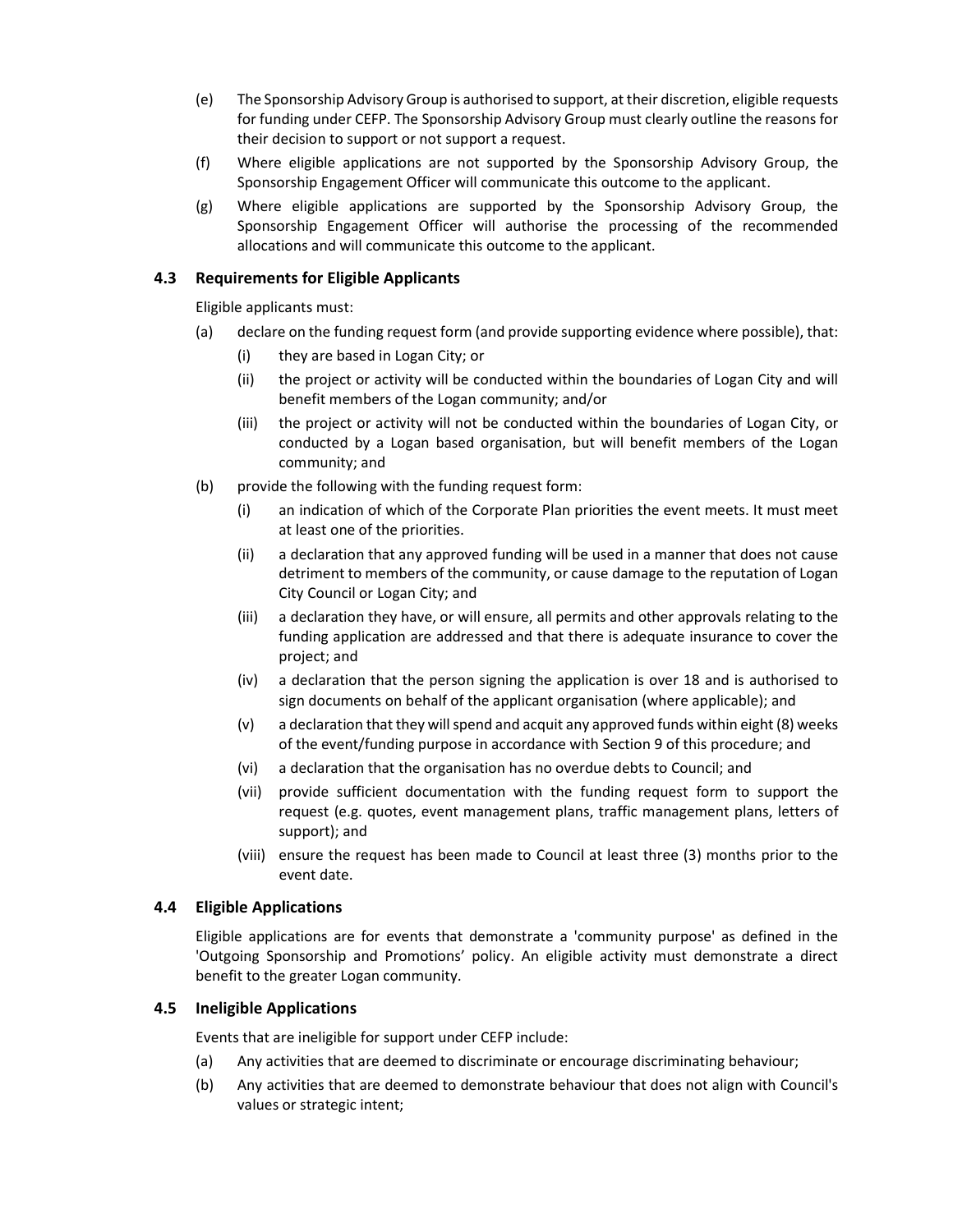(e) The Sponsorship Advisory Group is authorised to support, at their discretion, eligible requests for funding under CEFP. The Sponsorship Advisory Group must clearly outline the reasons for their decision to support or not support a request.

(f) Where eligible applications are not supported by the Sponsorship Advisory Group, the Sponsorship Engagement Officer will communicate this outcome to the applicant.

(g) Where eligible applications are supported by the Sponsorship Advisory Group, the Sponsorship Engagement Officer will authorise the processing of the recommended allocations and will communicate this outcome to the applicant.

### 4.3 Requirements for Eligible Applicants

Eligible applicants must:

(a) declare on the funding request form (and provide supporting evidence where possible), that:

  (i) they are based in Logan City; or

  (ii) the project or activity will be conducted within the boundaries of Logan City and will benefit members of the Logan community; and/or

  (iii) the project or activity will not be conducted within the boundaries of Logan City, or conducted by a Logan based organisation, but will benefit members of the Logan community; and

(b) provide the following with the funding request form:

  (i) an indication of which of the Corporate Plan priorities the event meets. It must meet at least one of the priorities.

  (ii) a declaration that any approved funding will be used in a manner that does not cause detriment to members of the community, or cause damage to the reputation of Logan City Council or Logan City; and

  (iii) a declaration they have, or will ensure, all permits and other approvals relating to the funding application are addressed and that there is adequate insurance to cover the project; and

  (iv) a declaration that the person signing the application is over 18 and is authorised to sign documents on behalf of the applicant organisation (where applicable); and

  (v) a declaration that they will spend and acquit any approved funds within eight (8) weeks of the event/funding purpose in accordance with Section 9 of this procedure; and

  (vi) a declaration that the organisation has no overdue debts to Council; and

  (vii) provide sufficient documentation with the funding request form to support the request (e.g. quotes, event management plans, traffic management plans, letters of support); and

  (viii) ensure the request has been made to Council at least three (3) months prior to the event date.

### 4.4 Eligible Applications

Eligible applications are for events that demonstrate a 'community purpose' as defined in the 'Outgoing Sponsorship and Promotions' policy. An eligible activity must demonstrate a direct benefit to the greater Logan community.

### 4.5 Ineligible Applications

Events that are ineligible for support under CEFP include:

(a) Any activities that are deemed to discriminate or encourage discriminating behaviour;

(b) Any activities that are deemed to demonstrate behaviour that does not align with Council's values or strategic intent;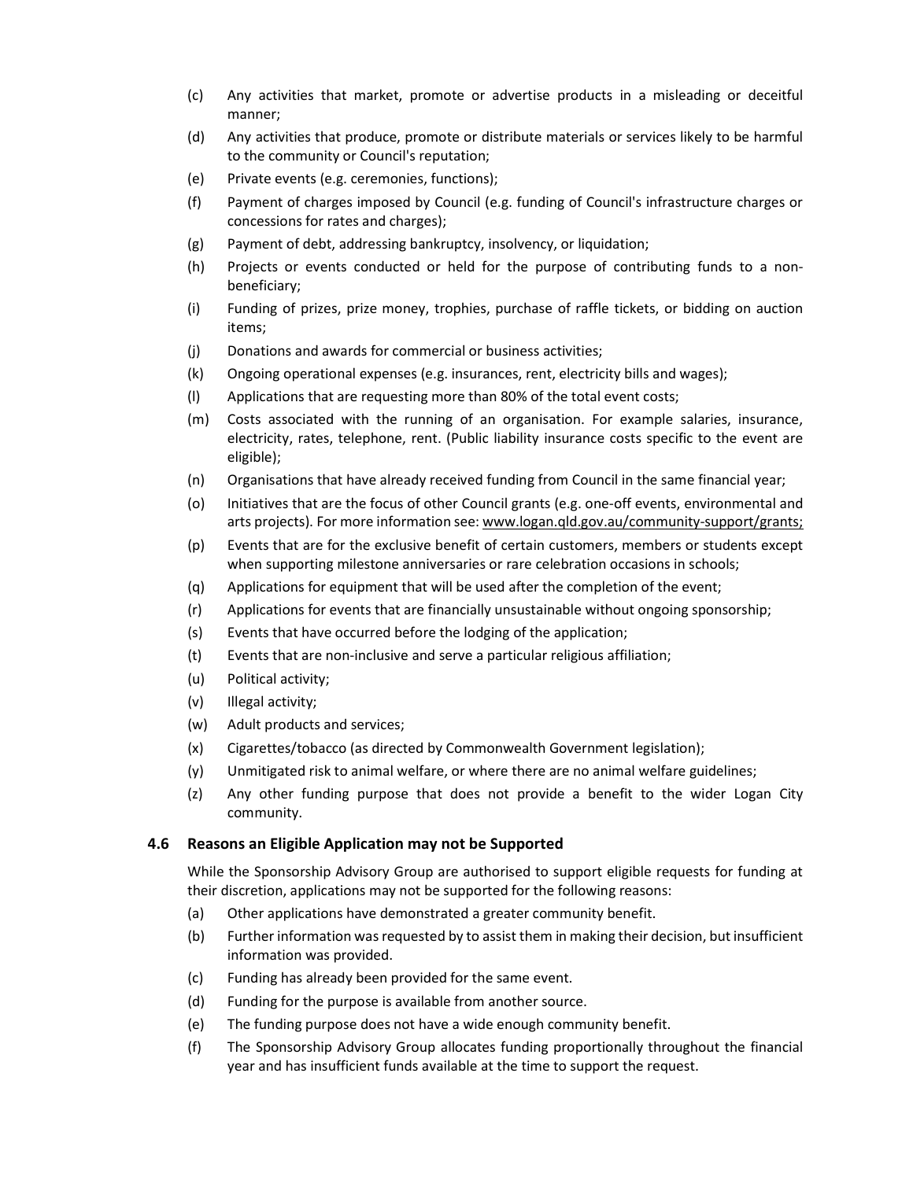(c) Any activities that market, promote or advertise products in a misleading or deceitful manner;

(d) Any activities that produce, promote or distribute materials or services likely to be harmful to the community or Council's reputation;

(e) Private events (e.g. ceremonies, functions);

(f) Payment of charges imposed by Council (e.g. funding of Council's infrastructure charges or concessions for rates and charges);

(g) Payment of debt, addressing bankruptcy, insolvency, or liquidation;

(h) Projects or events conducted or held for the purpose of contributing funds to a non-beneficiary;

(i) Funding of prizes, prize money, trophies, purchase of raffle tickets, or bidding on auction items;

(j) Donations and awards for commercial or business activities;

(k) Ongoing operational expenses (e.g. insurances, rent, electricity bills and wages);

(l) Applications that are requesting more than 80% of the total event costs;

(m) Costs associated with the running of an organisation. For example salaries, insurance, electricity, rates, telephone, rent. (Public liability insurance costs specific to the event are eligible);

(n) Organisations that have already received funding from Council in the same financial year;

(o) Initiatives that are the focus of other Council grants (e.g. one-off events, environmental and arts projects). For more information see: www.logan.qld.gov.au/community-support/grants;

(p) Events that are for the exclusive benefit of certain customers, members or students except when supporting milestone anniversaries or rare celebration occasions in schools;

(q) Applications for equipment that will be used after the completion of the event;

(r) Applications for events that are financially unsustainable without ongoing sponsorship;

(s) Events that have occurred before the lodging of the application;

(t) Events that are non-inclusive and serve a particular religious affiliation;

(u) Political activity;

(v) Illegal activity;

(w) Adult products and services;

(x) Cigarettes/tobacco (as directed by Commonwealth Government legislation);

(y) Unmitigated risk to animal welfare, or where there are no animal welfare guidelines;

(z) Any other funding purpose that does not provide a benefit to the wider Logan City community.

### 4.6 Reasons an Eligible Application may not be Supported

While the Sponsorship Advisory Group are authorised to support eligible requests for funding at their discretion, applications may not be supported for the following reasons:

(a) Other applications have demonstrated a greater community benefit.

(b) Further information was requested by to assist them in making their decision, but insufficient information was provided.

(c) Funding has already been provided for the same event.

(d) Funding for the purpose is available from another source.

(e) The funding purpose does not have a wide enough community benefit.

(f) The Sponsorship Advisory Group allocates funding proportionally throughout the financial year and has insufficient funds available at the time to support the request.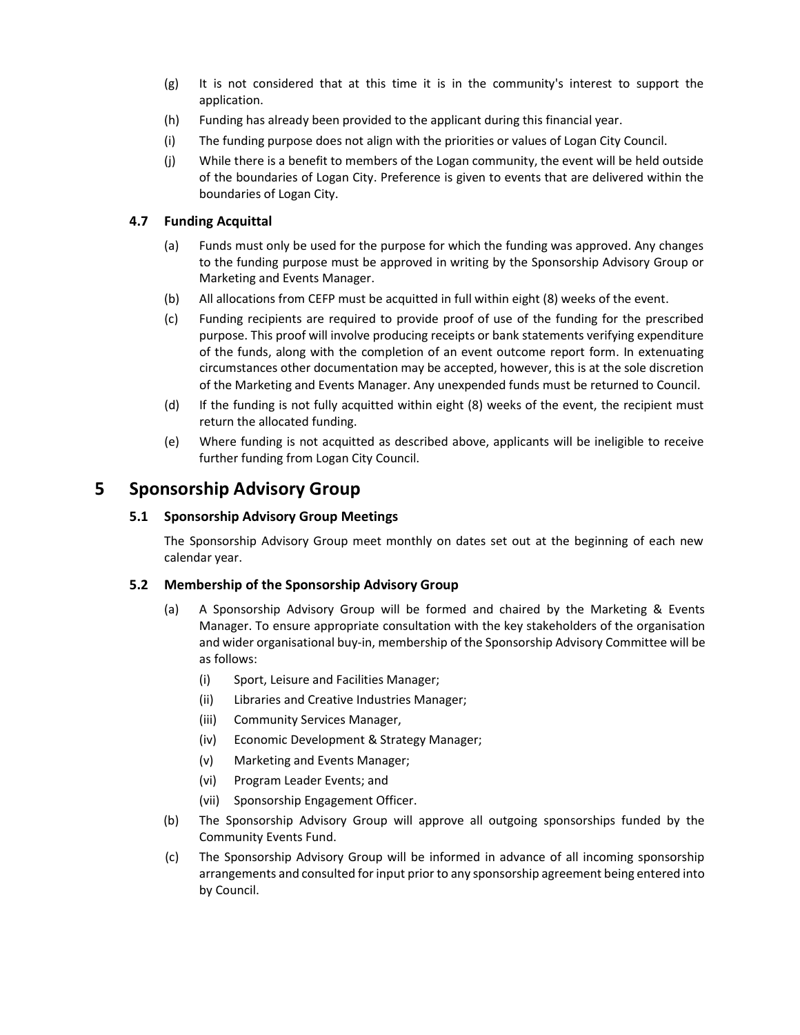(g) It is not considered that at this time it is in the community's interest to support the application.

(h) Funding has already been provided to the applicant during this financial year.

(i) The funding purpose does not align with the priorities or values of Logan City Council.

(j) While there is a benefit to members of the Logan community, the event will be held outside of the boundaries of Logan City. Preference is given to events that are delivered within the boundaries of Logan City.

### 4.7 Funding Acquittal

(a) Funds must only be used for the purpose for which the funding was approved. Any changes to the funding purpose must be approved in writing by the Sponsorship Advisory Group or Marketing and Events Manager.

(b) All allocations from CEFP must be acquitted in full within eight (8) weeks of the event.

(c) Funding recipients are required to provide proof of use of the funding for the prescribed purpose. This proof will involve producing receipts or bank statements verifying expenditure of the funds, along with the completion of an event outcome report form. In extenuating circumstances other documentation may be accepted, however, this is at the sole discretion of the Marketing and Events Manager. Any unexpended funds must be returned to Council.

(d) If the funding is not fully acquitted within eight (8) weeks of the event, the recipient must return the allocated funding.

(e) Where funding is not acquitted as described above, applicants will be ineligible to receive further funding from Logan City Council.

## 5 Sponsorship Advisory Group

### 5.1 Sponsorship Advisory Group Meetings

The Sponsorship Advisory Group meet monthly on dates set out at the beginning of each new calendar year.

### 5.2 Membership of the Sponsorship Advisory Group

(a) A Sponsorship Advisory Group will be formed and chaired by the Marketing & Events Manager. To ensure appropriate consultation with the key stakeholders of the organisation and wider organisational buy-in, membership of the Sponsorship Advisory Committee will be as follows:

   (i) Sport, Leisure and Facilities Manager;
   
   (ii) Libraries and Creative Industries Manager;
   
   (iii) Community Services Manager,
   
   (iv) Economic Development & Strategy Manager;
   
   (v) Marketing and Events Manager;
   
   (vi) Program Leader Events; and
   
   (vii) Sponsorship Engagement Officer.

(b) The Sponsorship Advisory Group will approve all outgoing sponsorships funded by the Community Events Fund.

(c) The Sponsorship Advisory Group will be informed in advance of all incoming sponsorship arrangements and consulted for input prior to any sponsorship agreement being entered into by Council.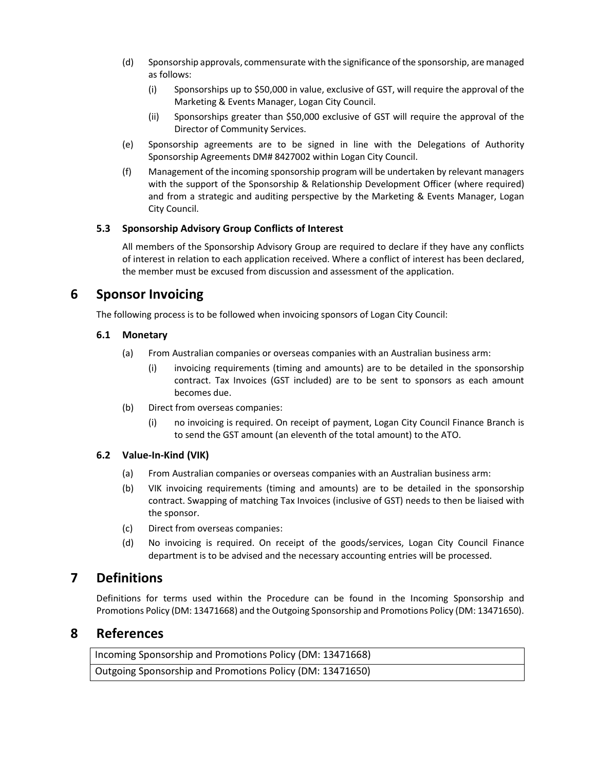(d) Sponsorship approvals, commensurate with the significance of the sponsorship, are managed as follows:

   (i) Sponsorships up to $50,000 in value, exclusive of GST, will require the approval of the Marketing & Events Manager, Logan City Council.

   (ii) Sponsorships greater than $50,000 exclusive of GST will require the approval of the Director of Community Services.

(e) Sponsorship agreements are to be signed in line with the Delegations of Authority Sponsorship Agreements DM# 8427002 within Logan City Council.

(f) Management of the incoming sponsorship program will be undertaken by relevant managers with the support of the Sponsorship & Relationship Development Officer (where required) and from a strategic and auditing perspective by the Marketing & Events Manager, Logan City Council.

### 5.3 Sponsorship Advisory Group Conflicts of Interest

All members of the Sponsorship Advisory Group are required to declare if they have any conflicts of interest in relation to each application received. Where a conflict of interest has been declared, the member must be excused from discussion and assessment of the application.

## 6 Sponsor Invoicing

The following process is to be followed when invoicing sponsors of Logan City Council:

### 6.1 Monetary

(a) From Australian companies or overseas companies with an Australian business arm:

   (i) invoicing requirements (timing and amounts) are to be detailed in the sponsorship contract. Tax Invoices (GST included) are to be sent to sponsors as each amount becomes due.

(b) Direct from overseas companies:

   (i) no invoicing is required. On receipt of payment, Logan City Council Finance Branch is to send the GST amount (an eleventh of the total amount) to the ATO.

### 6.2 Value-In-Kind (VIK)

(a) From Australian companies or overseas companies with an Australian business arm:

(b) VIK invoicing requirements (timing and amounts) are to be detailed in the sponsorship contract. Swapping of matching Tax Invoices (inclusive of GST) needs to then be liaised with the sponsor.

(c) Direct from overseas companies:

(d) No invoicing is required. On receipt of the goods/services, Logan City Council Finance department is to be advised and the necessary accounting entries will be processed.

## 7 Definitions

Definitions for terms used within the Procedure can be found in the Incoming Sponsorship and Promotions Policy (DM: 13471668) and the Outgoing Sponsorship and Promotions Policy (DM: 13471650).

## 8 References

| |
|---|
| Incoming Sponsorship and Promotions Policy (DM: 13471668) |
| Outgoing Sponsorship and Promotions Policy (DM: 13471650) |